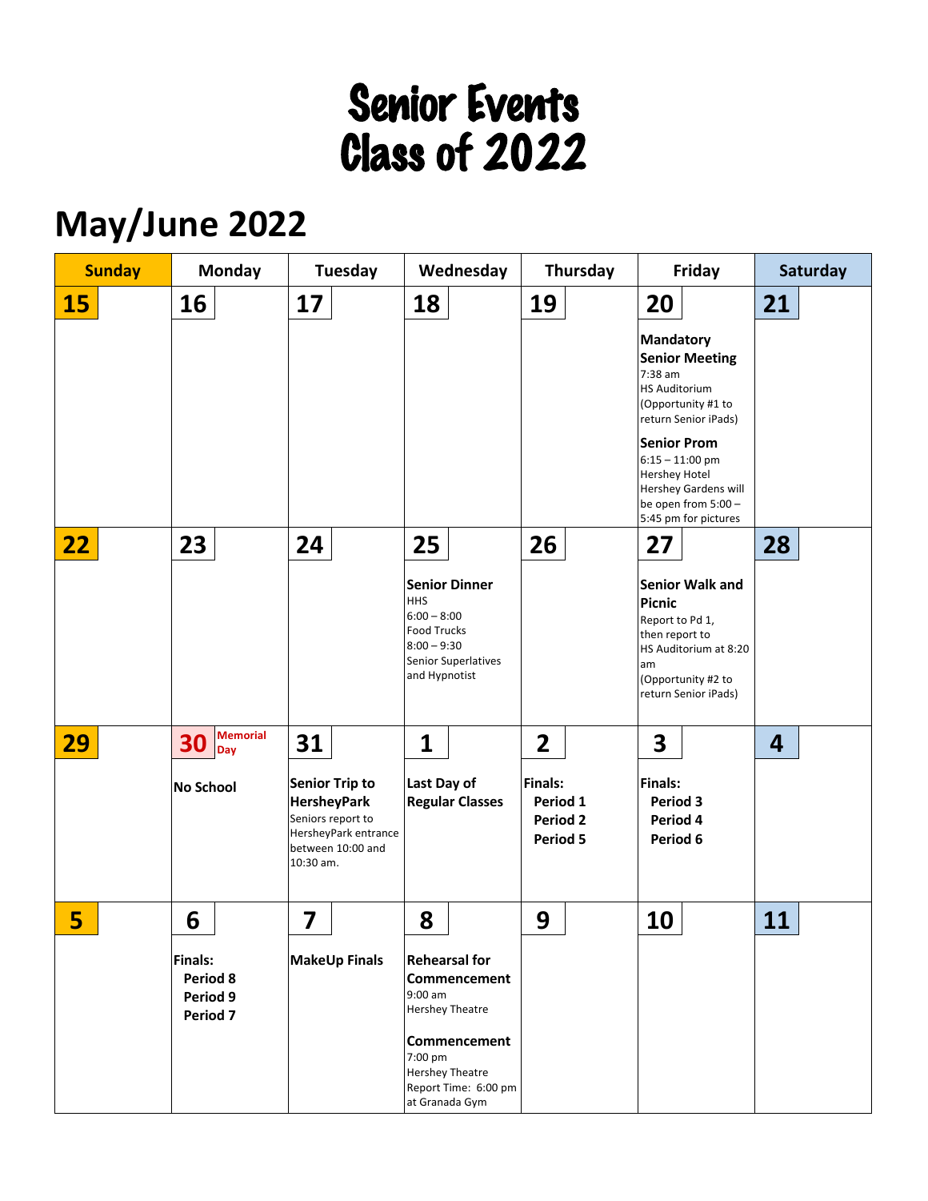# Senior Events
# Class of 2022

## May/June 2022

| Sunday | Monday | Tuesday | Wednesday | Thursday | Friday | Saturday |
|---|---|---|---|---|---|---|
| **15** | **16** | **17** | **18** | **19** | **20**<br><br>**Mandatory Senior Meeting**<br>7:38 am<br>HS Auditorium<br>(Opportunity #1 to return Senior iPads)<br><br>**Senior Prom**<br>6:15 – 11:00 pm<br>Hershey Hotel<br>Hershey Gardens will be open from 5:00 – 5:45 pm for pictures | **21** |
| **22** | **23** | **24** | **25**<br><br>**Senior Dinner**<br>HHS<br>6:00 – 8:00<br>Food Trucks<br>8:00 – 9:30<br>Senior Superlatives and Hypnotist | **26** | **27**<br><br>**Senior Walk and Picnic**<br>Report to Pd 1, then report to HS Auditorium at 8:20 am<br>(Opportunity #2 to return Senior iPads) | **28** |
| **29** | **30** Memorial Day<br><br>**No School** | **31**<br><br>**Senior Trip to HersheyPark**<br>Seniors report to HersheyPark entrance between 10:00 and 10:30 am. | **1**<br><br>**Last Day of Regular Classes** | **2**<br><br>**Finals:**<br>**Period 1**<br>**Period 2**<br>**Period 5** | **3**<br><br>**Finals:**<br>**Period 3**<br>**Period 4**<br>**Period 6** | **4** |
| **5** | **6**<br><br>**Finals:**<br>**Period 8**<br>**Period 9**<br>**Period 7** | **7**<br><br>**MakeUp Finals** | **8**<br><br>**Rehearsal for Commencement**<br>9:00 am<br>Hershey Theatre<br><br>**Commencement**<br>7:00 pm<br>Hershey Theatre<br>Report Time: 6:00 pm at Granada Gym | **9** | **10** | **11** |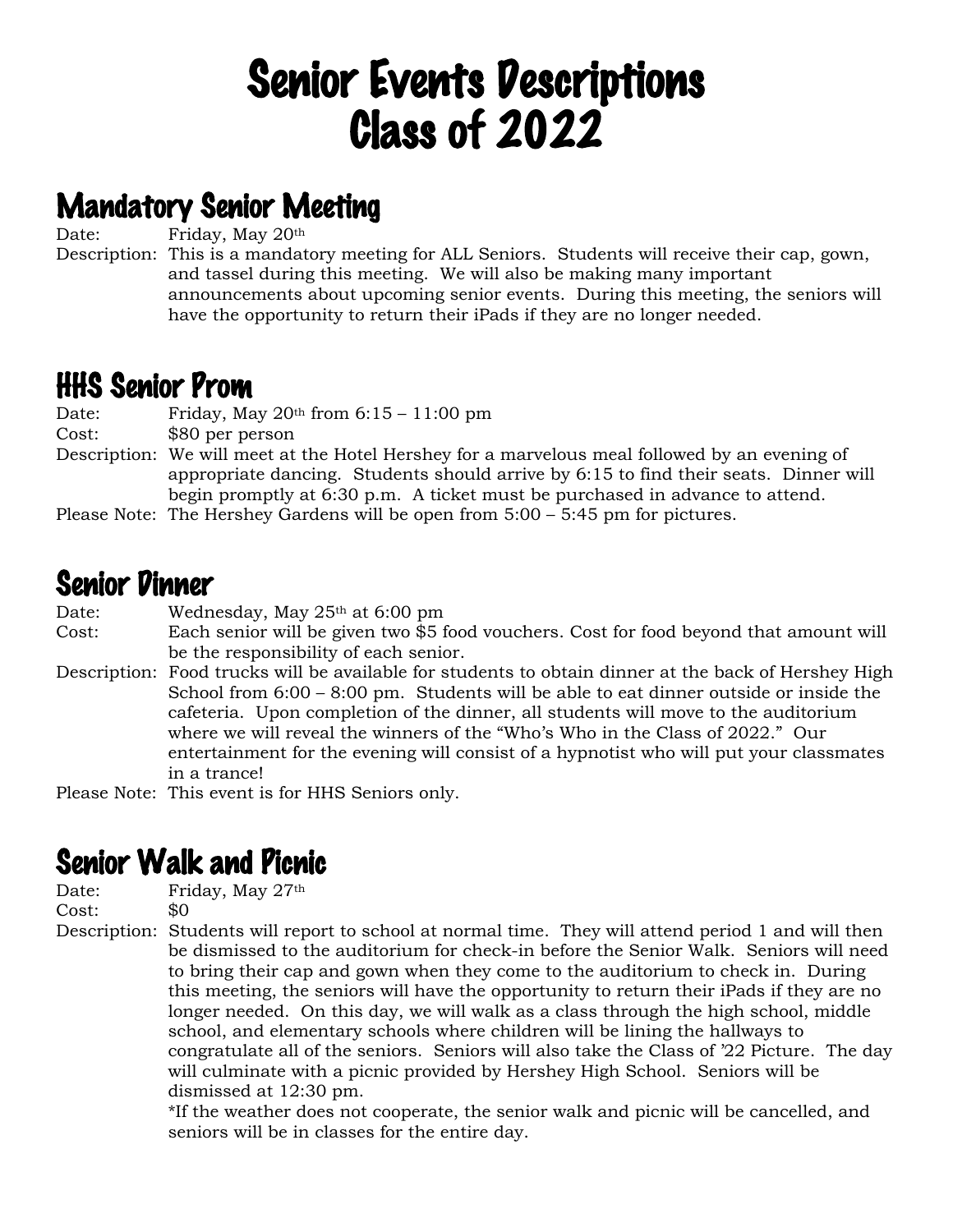# Senior Events Descriptions
# Class of 2022

## Mandatory Senior Meeting

Date: Friday, May 20th

Description: This is a mandatory meeting for ALL Seniors. Students will receive their cap, gown, and tassel during this meeting. We will also be making many important announcements about upcoming senior events. During this meeting, the seniors will have the opportunity to return their iPads if they are no longer needed.

## HHS Senior Prom

Date: Friday, May 20th from 6:15 – 11:00 pm

Cost: $80 per person

Description: We will meet at the Hotel Hershey for a marvelous meal followed by an evening of appropriate dancing. Students should arrive by 6:15 to find their seats. Dinner will begin promptly at 6:30 p.m. A ticket must be purchased in advance to attend.

Please Note: The Hershey Gardens will be open from 5:00 – 5:45 pm for pictures.

## Senior Dinner

Date: Wednesday, May 25th at 6:00 pm

Cost: Each senior will be given two $5 food vouchers. Cost for food beyond that amount will be the responsibility of each senior.

Description: Food trucks will be available for students to obtain dinner at the back of Hershey High School from 6:00 – 8:00 pm. Students will be able to eat dinner outside or inside the cafeteria. Upon completion of the dinner, all students will move to the auditorium where we will reveal the winners of the "Who's Who in the Class of 2022." Our entertainment for the evening will consist of a hypnotist who will put your classmates in a trance!

Please Note: This event is for HHS Seniors only.

## Senior Walk and Picnic

Date: Friday, May 27th

Cost: $0

Description: Students will report to school at normal time. They will attend period 1 and will then be dismissed to the auditorium for check-in before the Senior Walk. Seniors will need to bring their cap and gown when they come to the auditorium to check in. During this meeting, the seniors will have the opportunity to return their iPads if they are no longer needed. On this day, we will walk as a class through the high school, middle school, and elementary schools where children will be lining the hallways to congratulate all of the seniors. Seniors will also take the Class of '22 Picture. The day will culminate with a picnic provided by Hershey High School. Seniors will be dismissed at 12:30 pm.

*If the weather does not cooperate, the senior walk and picnic will be cancelled, and seniors will be in classes for the entire day.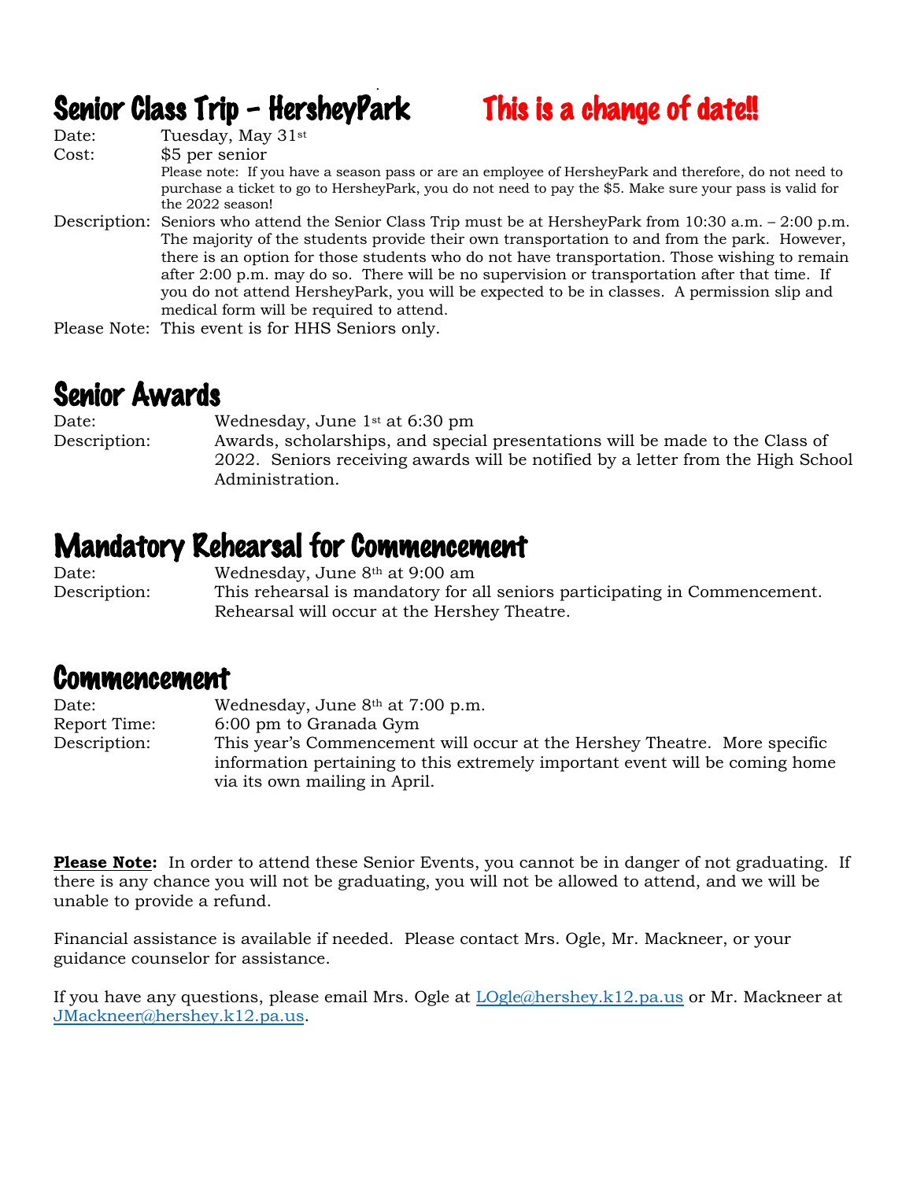## Senior Class Trip - HersheyPark **This is a change of date!!**

Date: Tuesday, May 31st

Cost: $5 per senior

Please note: If you have a season pass or are an employee of HersheyPark and therefore, do not need to purchase a ticket to go to HersheyPark, you do not need to pay the $5. Make sure your pass is valid for the 2022 season!

Description: Seniors who attend the Senior Class Trip must be at HersheyPark from 10:30 a.m. – 2:00 p.m. The majority of the students provide their own transportation to and from the park. However, there is an option for those students who do not have transportation. Those wishing to remain after 2:00 p.m. may do so. There will be no supervision or transportation after that time. If you do not attend HersheyPark, you will be expected to be in classes. A permission slip and medical form will be required to attend.

Please Note: This event is for HHS Seniors only.

## Senior Awards

Date: Wednesday, June 1st at 6:30 pm

Description: Awards, scholarships, and special presentations will be made to the Class of 2022. Seniors receiving awards will be notified by a letter from the High School Administration.

## Mandatory Rehearsal for Commencement

Date: Wednesday, June 8th at 9:00 am

Description: This rehearsal is mandatory for all seniors participating in Commencement. Rehearsal will occur at the Hershey Theatre.

## Commencement

Date: Wednesday, June 8th at 7:00 p.m.

Report Time: 6:00 pm to Granada Gym

Description: This year's Commencement will occur at the Hershey Theatre. More specific information pertaining to this extremely important event will be coming home via its own mailing in April.

**Please Note:** In order to attend these Senior Events, you cannot be in danger of not graduating. If there is any chance you will not be graduating, you will not be allowed to attend, and we will be unable to provide a refund.

Financial assistance is available if needed. Please contact Mrs. Ogle, Mr. Mackneer, or your guidance counselor for assistance.

If you have any questions, please email Mrs. Ogle at LOgle@hershey.k12.pa.us or Mr. Mackneer at JMackneer@hershey.k12.pa.us.